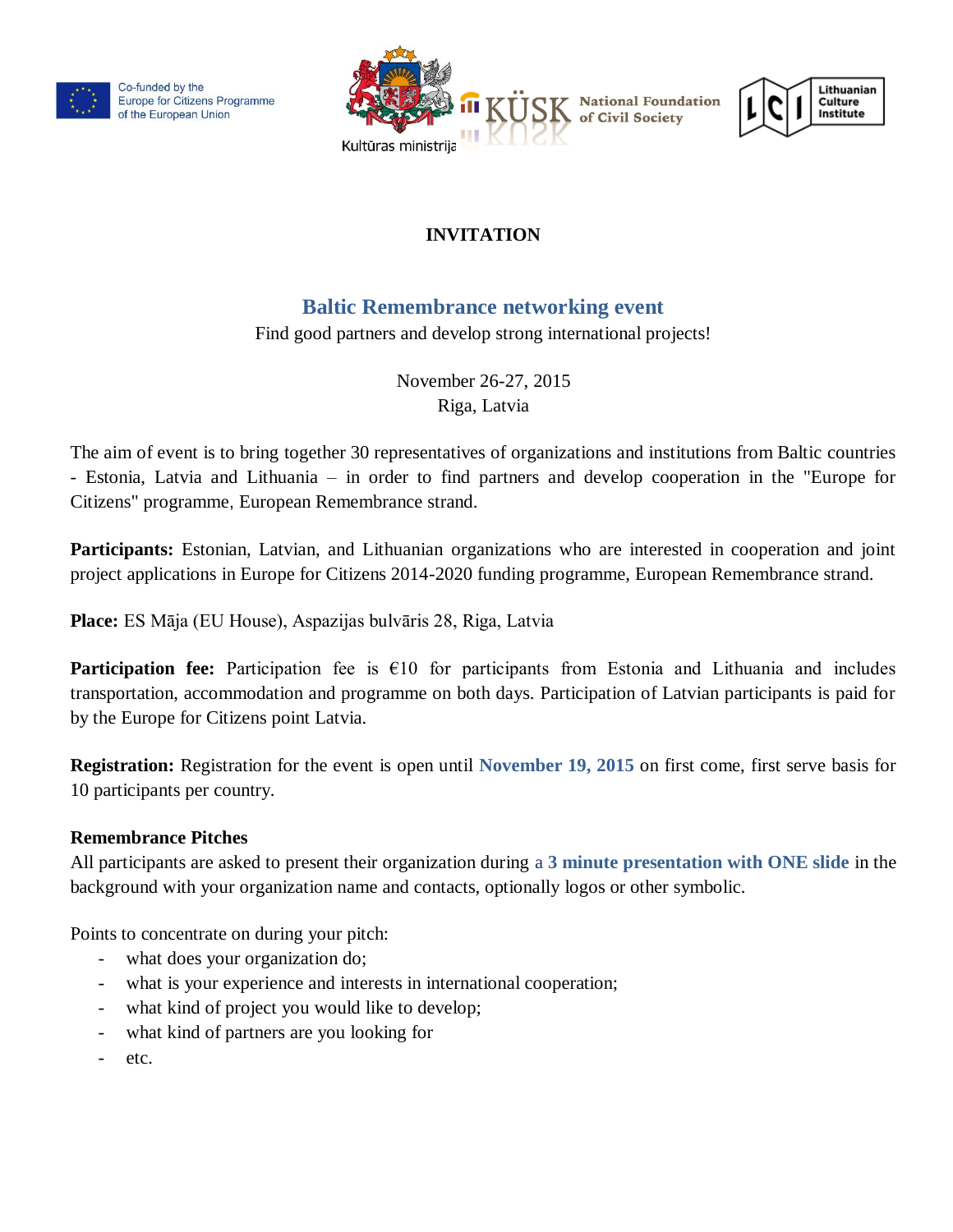Co-funded by the Europe for Citizens Programme of the European Union

Kultūras ministrija

KÜSK National Foundation of Civil Society

LCI Lithuanian Culture Institute

# INVITATION

## Baltic Remembrance networking event

Find good partners and develop strong international projects!

November 26-27, 2015
Riga, Latvia

The aim of event is to bring together 30 representatives of organizations and institutions from Baltic countries - Estonia, Latvia and Lithuania – in order to find partners and develop cooperation in the "Europe for Citizens" programme, European Remembrance strand.

**Participants:** Estonian, Latvian, and Lithuanian organizations who are interested in cooperation and joint project applications in Europe for Citizens 2014-2020 funding programme, European Remembrance strand.

**Place:** ES Māja (EU House), Aspazijas bulvāris 28, Riga, Latvia

**Participation fee:** Participation fee is €10 for participants from Estonia and Lithuania and includes transportation, accommodation and programme on both days. Participation of Latvian participants is paid for by the Europe for Citizens point Latvia.

**Registration:** Registration for the event is open until **November 19, 2015** on first come, first serve basis for 10 participants per country.

**Remembrance Pitches**

All participants are asked to present their organization during a **3 minute presentation with ONE slide** in the background with your organization name and contacts, optionally logos or other symbolic.

Points to concentrate on during your pitch:

- what does your organization do;
- what is your experience and interests in international cooperation;
- what kind of project you would like to develop;
- what kind of partners are you looking for
- etc.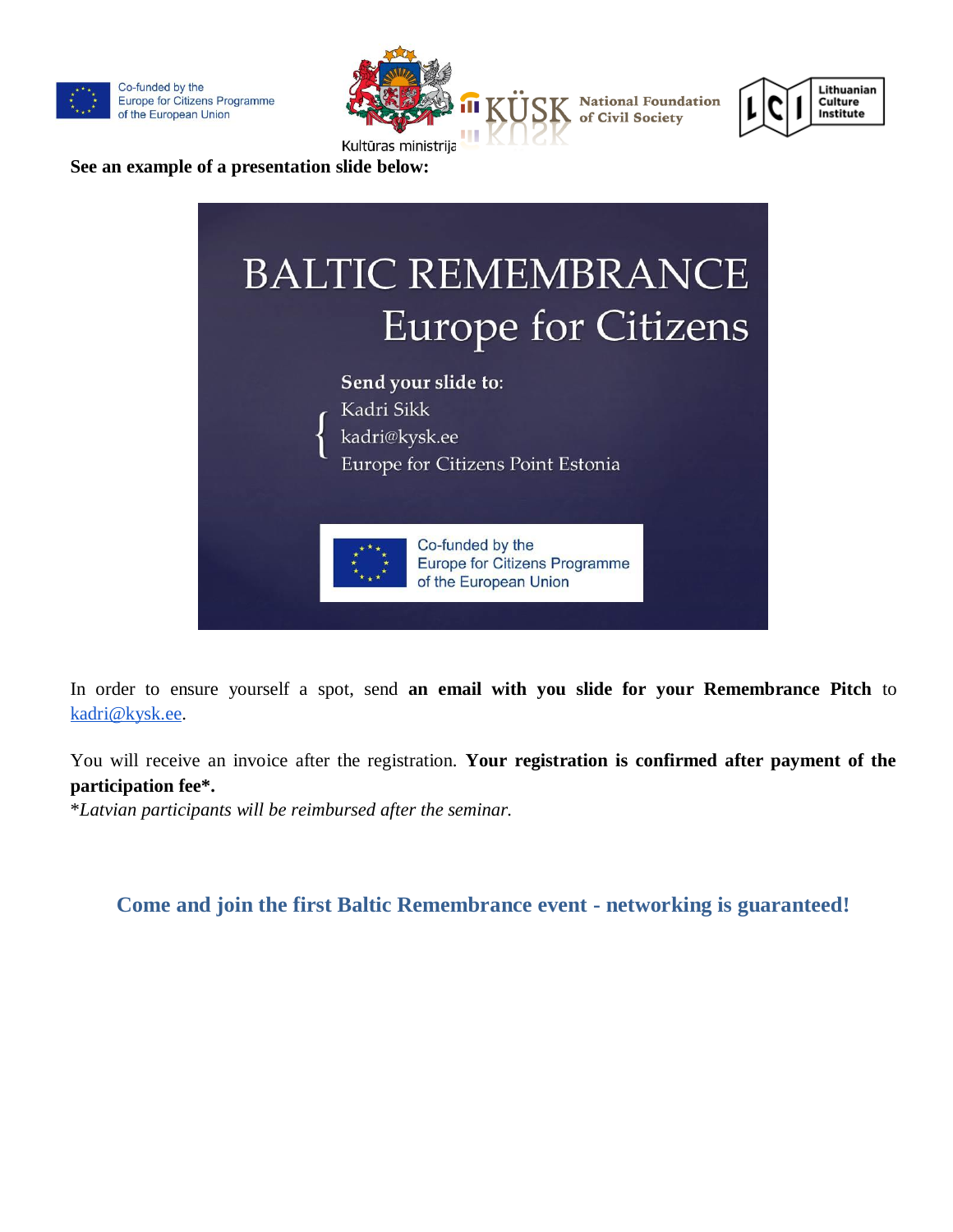**See an example of a presentation slide below:**

BALTIC REMEMBRANCE
Europe for Citizens

**Send your slide to:**
Kadri Sikk
kadri@kysk.ee
Europe for Citizens Point Estonia

Co-funded by the Europe for Citizens Programme of the European Union

In order to ensure yourself a spot, send **an email with you slide for your Remembrance Pitch** to [kadri@kysk.ee](mailto:kadri@kysk.ee).

You will receive an invoice after the registration. **Your registration is confirmed after payment of the participation fee*.**

**Latvian participants will be reimbursed after the seminar.*

**Come and join the first Baltic Remembrance event - networking is guaranteed!**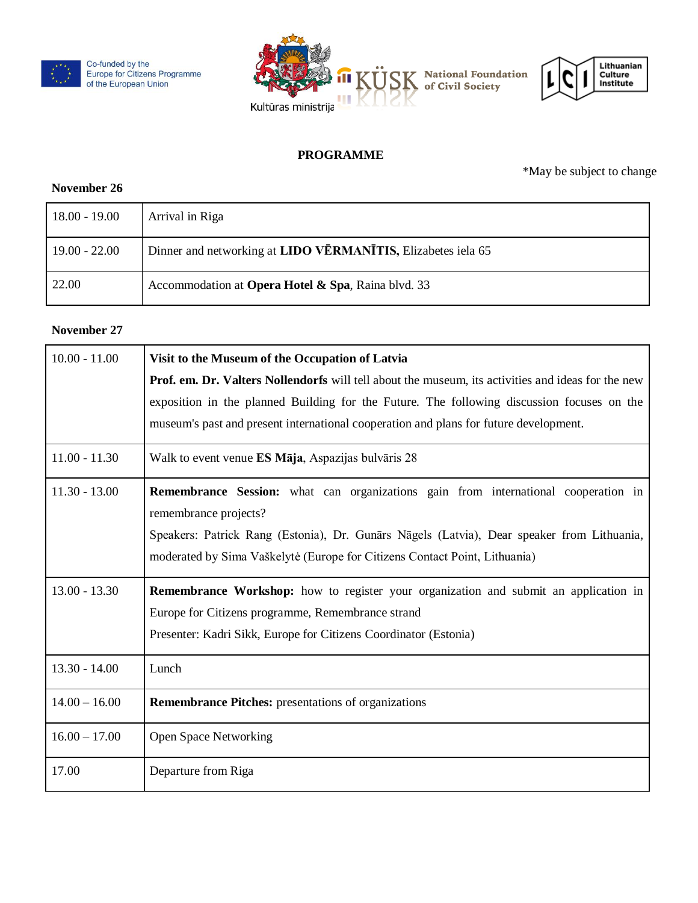Co-funded by the Europe for Citizens Programme of the European Union

Kultūras ministrija

KÜSK National Foundation of Civil Society

LCI Lithuanian Culture Institute

**PROGRAMME**

*May be subject to change

**November 26**

| | |
|---|---|
| 18.00 - 19.00 | Arrival in Riga |
| 19.00 - 22.00 | Dinner and networking at **LIDO VĒRMANĪTIS,** Elizabetes iela 65 |
| 22.00 | Accommodation at **Opera Hotel & Spa**, Raina blvd. 33 |

**November 27**

| | |
|---|---|
| 10.00 - 11.00 | **Visit to the Museum of the Occupation of Latvia**<br>**Prof. em. Dr. Valters Nollendorfs** will tell about the museum, its activities and ideas for the new exposition in the planned Building for the Future. The following discussion focuses on the museum's past and present international cooperation and plans for future development. |
| 11.00 - 11.30 | Walk to event venue **ES Māja**, Aspazijas bulvāris 28 |
| 11.30 - 13.00 | **Remembrance Session:** what can organizations gain from international cooperation in remembrance projects?<br>Speakers: Patrick Rang (Estonia), Dr. Gunārs Nāgels (Latvia), Dear speaker from Lithuania, moderated by Sima Vaškelytė (Europe for Citizens Contact Point, Lithuania) |
| 13.00 - 13.30 | **Remembrance Workshop:** how to register your organization and submit an application in Europe for Citizens programme, Remembrance strand<br>Presenter: Kadri Sikk, Europe for Citizens Coordinator (Estonia) |
| 13.30 - 14.00 | Lunch |
| 14.00 – 16.00 | **Remembrance Pitches:** presentations of organizations |
| 16.00 – 17.00 | Open Space Networking |
| 17.00 | Departure from Riga |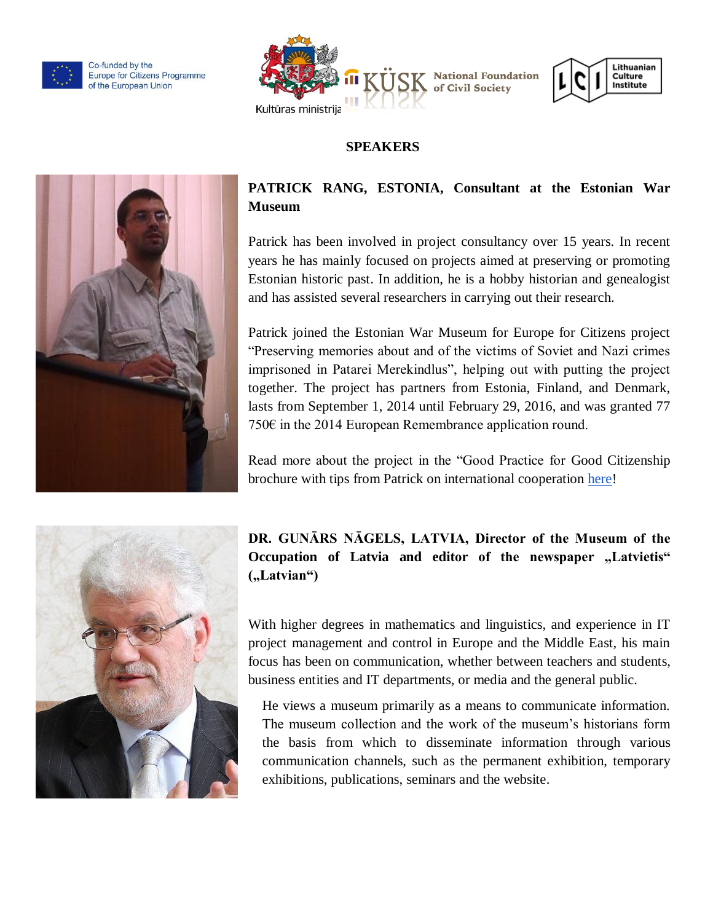Co-funded by the Europe for Citizens Programme of the European Union

Kultūras ministrija

KÜSK National Foundation of Civil Society

LCI Lithuanian Culture Institute

## SPEAKERS

### PATRICK RANG, ESTONIA, Consultant at the Estonian War Museum

Patrick has been involved in project consultancy over 15 years. In recent years he has mainly focused on projects aimed at preserving or promoting Estonian historic past. In addition, he is a hobby historian and genealogist and has assisted several researchers in carrying out their research.

Patrick joined the Estonian War Museum for Europe for Citizens project "Preserving memories about and of the victims of Soviet and Nazi crimes imprisoned in Patarei Merekindlus", helping out with putting the project together. The project has partners from Estonia, Finland, and Denmark, lasts from September 1, 2014 until February 29, 2016, and was granted 77 750€ in the 2014 European Remembrance application round.

Read more about the project in the "Good Practice for Good Citizenship brochure with tips from Patrick on international cooperation here!

### DR. GUNĀRS NĀGELS, LATVIA, Director of the Museum of the Occupation of Latvia and editor of the newspaper „Latvietis" („Latvian")

With higher degrees in mathematics and linguistics, and experience in IT project management and control in Europe and the Middle East, his main focus has been on communication, whether between teachers and students, business entities and IT departments, or media and the general public.

He views a museum primarily as a means to communicate information. The museum collection and the work of the museum's historians form the basis from which to disseminate information through various communication channels, such as the permanent exhibition, temporary exhibitions, publications, seminars and the website.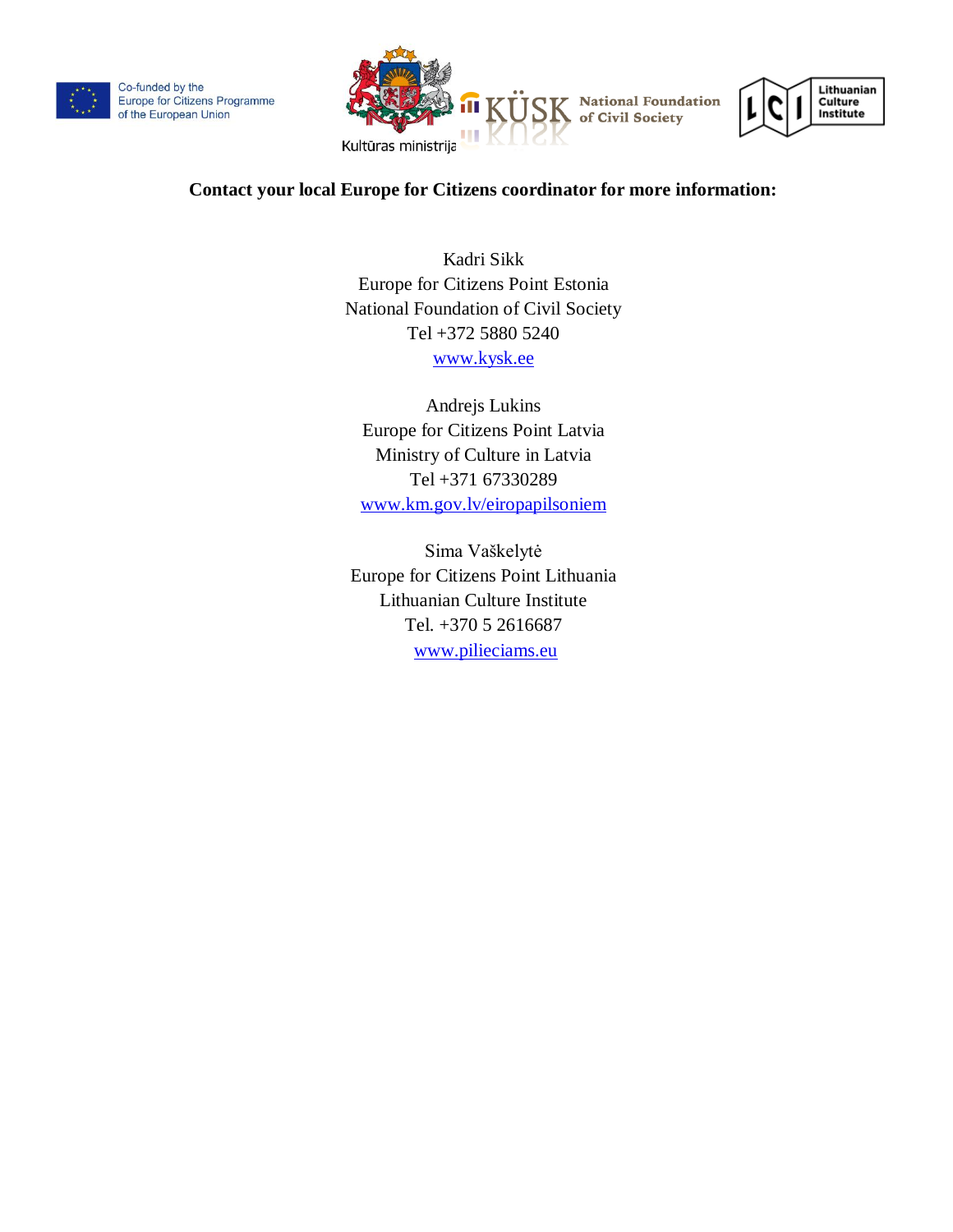Co-funded by the Europe for Citizens Programme of the European Union

Kultūras ministrija

KÜSK National Foundation of Civil Society

LCI Lithuanian Culture Institute

**Contact your local Europe for Citizens coordinator for more information:**

Kadri Sikk
Europe for Citizens Point Estonia
National Foundation of Civil Society
Tel +372 5880 5240
www.kysk.ee

Andrejs Lukins
Europe for Citizens Point Latvia
Ministry of Culture in Latvia
Tel +371 67330289
www.km.gov.lv/eiropapilsoniem

Sima Vaškelytė
Europe for Citizens Point Lithuania
Lithuanian Culture Institute
Tel. +370 5 2616687
www.pilieciams.eu